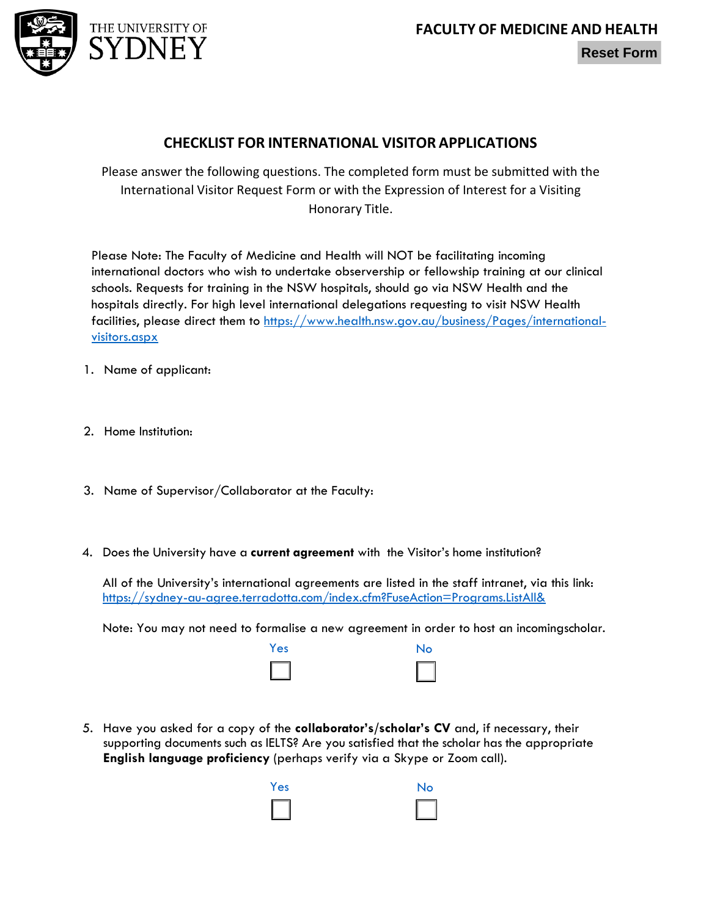THE UNIVERSITY OF SYDNEY

**FACULTY OF MEDICINE AND HEALTH**

Reset Form

## CHECKLIST FOR INTERNATIONAL VISITOR APPLICATIONS

Please answer the following questions. The completed form must be submitted with the International Visitor Request Form or with the Expression of Interest for a Visiting Honorary Title.

Please Note: The Faculty of Medicine and Health will NOT be facilitating incoming international doctors who wish to undertake observership or fellowship training at our clinical schools. Requests for training in the NSW hospitals, should go via NSW Health and the hospitals directly. For high level international delegations requesting to visit NSW Health facilities, please direct them to https://www.health.nsw.gov.au/business/Pages/international-visitors.aspx

1. Name of applicant:

2. Home Institution:

3. Name of Supervisor/Collaborator at the Faculty:

4. Does the University have a **current agreement** with the Visitor's home institution?

   All of the University's international agreements are listed in the staff intranet, via this link: https://sydney-au-agree.terradotta.com/index.cfm?FuseAction=Programs.ListAll&

   Note: You may not need to formalise a new agreement in order to host an incomingscholar.

   Yes ☐ No ☐

5. Have you asked for a copy of the **collaborator's/scholar's CV** and, if necessary, their supporting documents such as IELTS? Are you satisfied that the scholar has the appropriate **English language proficiency** (perhaps verify via a Skype or Zoom call).

   Yes ☐ No ☐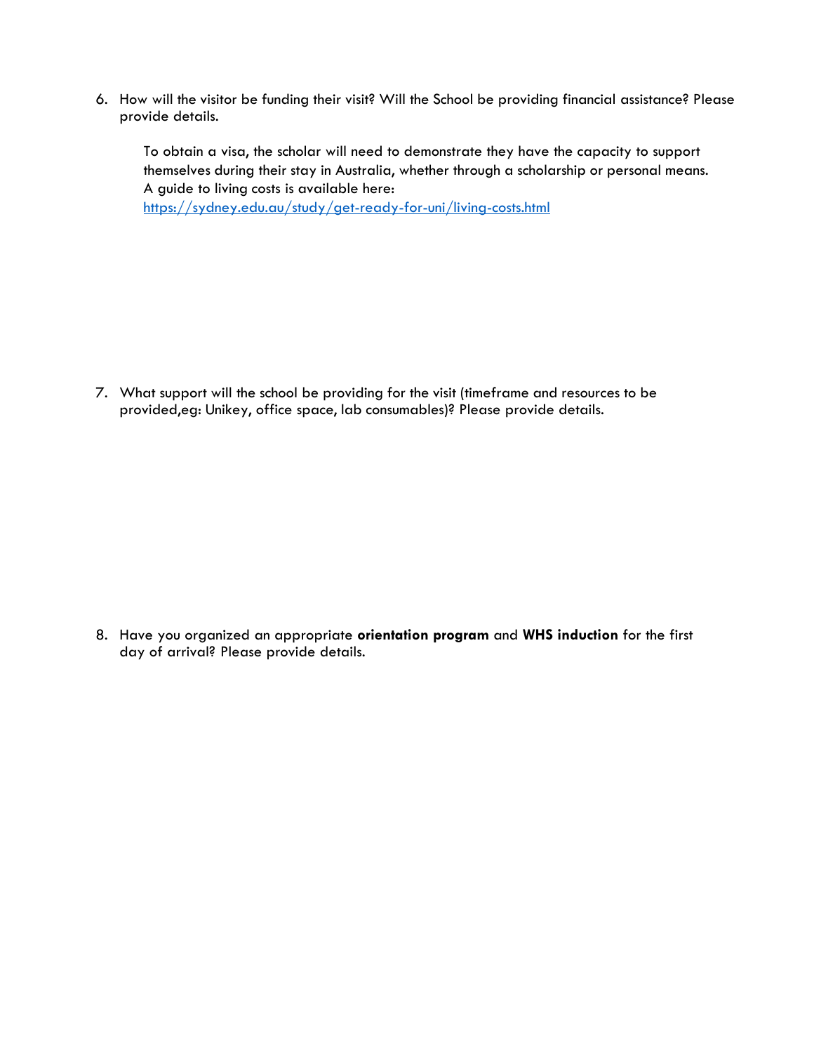6. How will the visitor be funding their visit? Will the School be providing financial assistance? Please provide details.

   To obtain a visa, the scholar will need to demonstrate they have the capacity to support themselves during their stay in Australia, whether through a scholarship or personal means. A guide to living costs is available here: [https://sydney.edu.au/study/get-ready-for-uni/living-costs.html](https://sydney.edu.au/study/get-ready-for-uni/living-costs.html)

7. What support will the school be providing for the visit (timeframe and resources to be provided,eg: Unikey, office space, lab consumables)? Please provide details.

8. Have you organized an appropriate **orientation program** and **WHS induction** for the first day of arrival? Please provide details.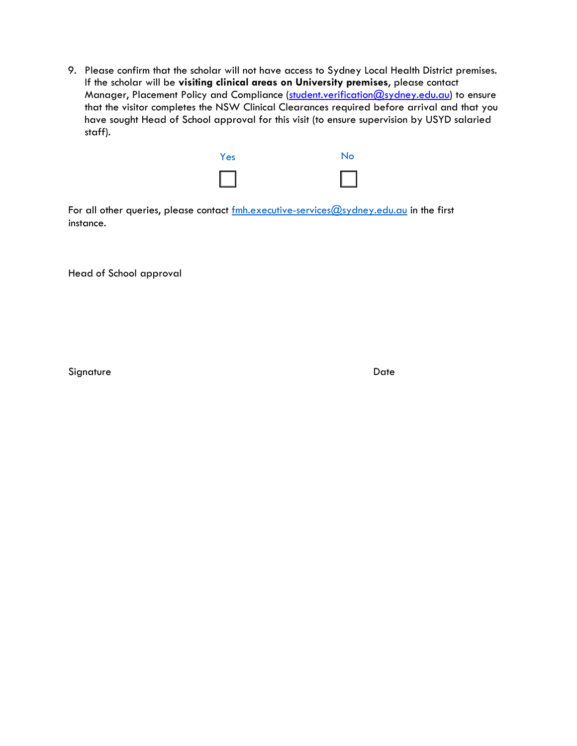9. Please confirm that the scholar will not have access to Sydney Local Health District premises. If the scholar will be **visiting clinical areas on University premises**, please contact Manager, Placement Policy and Compliance (student.verification@sydney.edu.au) to ensure that the visitor completes the NSW Clinical Clearances required before arrival and that you have sought Head of School approval for this visit (to ensure supervision by USYD salaried staff).

Yes ☐ No ☐

For all other queries, please contact fmh.executive-services@sydney.edu.au in the first instance.

Head of School approval

Signature Date